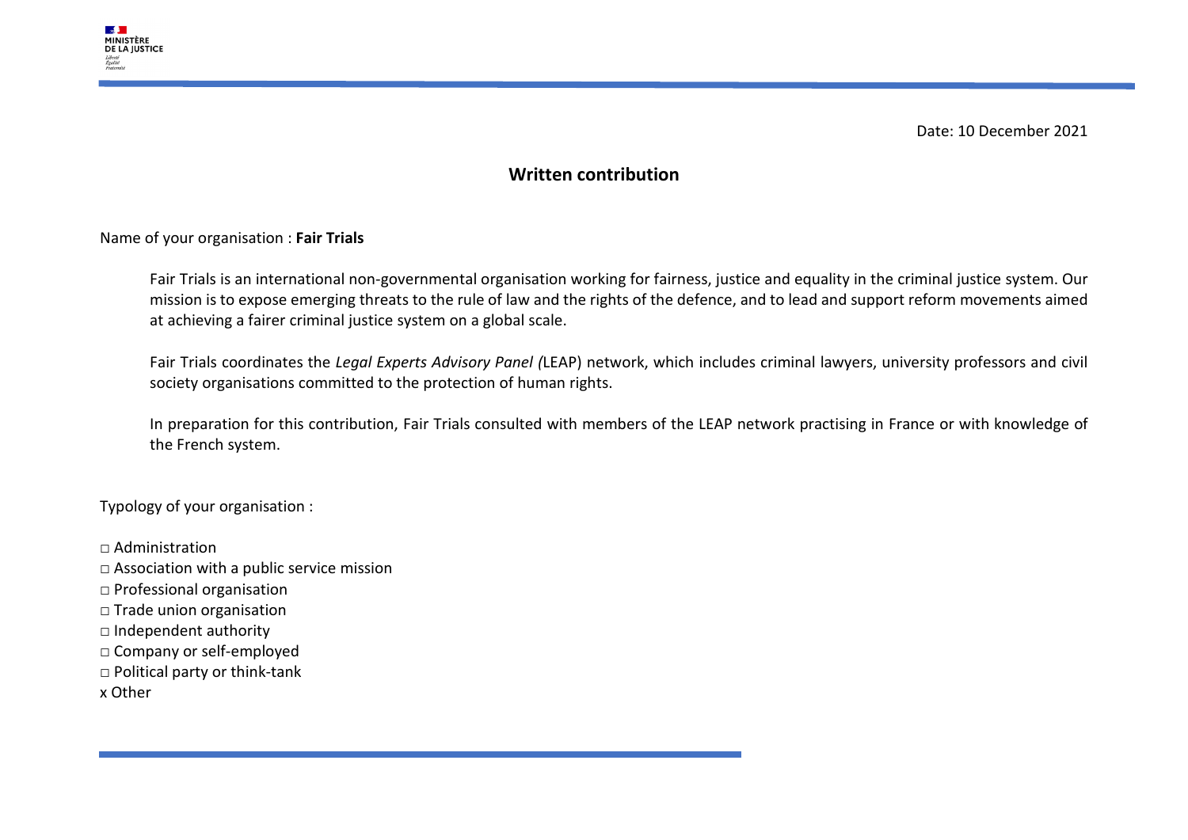Date: 10 December 2021

## Written contribution

Name of your organisation : **Fair Trials**

Fair Trials is an international non-governmental organisation working for fairness, justice and equality in the criminal justice system. Our mission is to expose emerging threats to the rule of law and the rights of the defence, and to lead and support reform movements aimed at achieving a fairer criminal justice system on a global scale.

Fair Trials coordinates the *Legal Experts Advisory Panel (*LEAP) network, which includes criminal lawyers, university professors and civil society organisations committed to the protection of human rights.

In preparation for this contribution, Fair Trials consulted with members of the LEAP network practising in France or with knowledge of the French system.

Typology of your organisation :

□ Administration
□ Association with a public service mission
□ Professional organisation
□ Trade union organisation
□ Independent authority
□ Company or self-employed
□ Political party or think-tank
x Other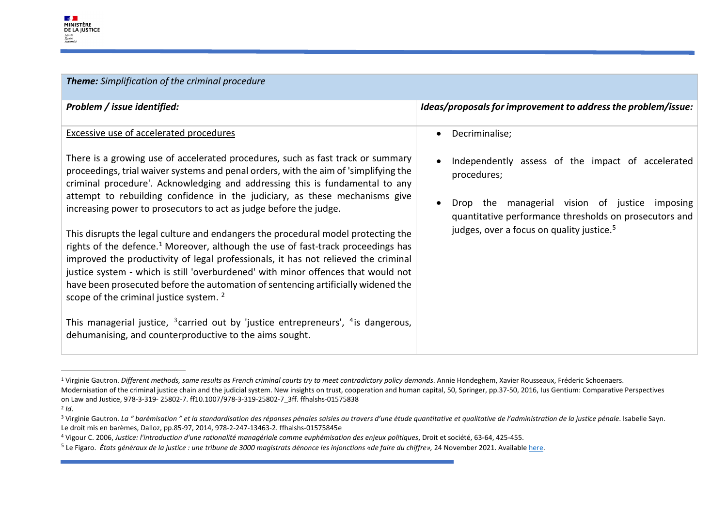| ***Theme:*** *Simplification of the criminal procedure* | |
|---|---|
| ***Problem / issue identified:*** | ***Ideas/proposals for improvement to address the problem/issue:*** |
| <u>Excessive use of accelerated procedures</u><br><br>There is a growing use of accelerated procedures, such as fast track or summary proceedings, trial waiver systems and penal orders, with the aim of 'simplifying the criminal procedure'. Acknowledging and addressing this is fundamental to any attempt to rebuilding confidence in the judiciary, as these mechanisms give increasing power to prosecutors to act as judge before the judge.<br><br>This disrupts the legal culture and endangers the procedural model protecting the rights of the defence.[1] Moreover, although the use of fast-track proceedings has improved the productivity of legal professionals, it has not relieved the criminal justice system - which is still 'overburdened' with minor offences that would not have been prosecuted before the automation of sentencing artificially widened the scope of the criminal justice system. [2]<br><br>This managerial justice, [3]carried out by 'justice entrepreneurs', [4]is dangerous, dehumanising, and counterproductive to the aims sought. | • Decriminalise;<br><br>• Independently assess of the impact of accelerated procedures;<br><br>• Drop the managerial vision of justice imposing quantitative performance thresholds on prosecutors and judges, over a focus on quality justice.[5] |

---

[1] Virginie Gautron. *Different methods, same results as French criminal courts try to meet contradictory policy demands*. Annie Hondeghem, Xavier Rousseaux, Fréderic Schoenaers. Modernisation of the criminal justice chain and the judicial system. New insights on trust, cooperation and human capital, 50, Springer, pp.37-50, 2016, Ius Gentium: Comparative Perspectives on Law and Justice, 978-3-319- 25802-7. ff10.1007/978-3-319-25802-7_3ff. ffhalshs-01575838

[2] *Id*.

[3] Virginie Gautron. *La " barémisation " et la standardisation des réponses pénales saisies au travers d'une étude quantitative et qualitative de l'administration de la justice pénale*. Isabelle Sayn. Le droit mis en barèmes, Dalloz, pp.85-97, 2014, 978-2-247-13463-2. ffhalshs-01575845e

[4] Vigour C. 2006, *Justice: l'introduction d'une rationalité managériale comme euphémisation des enjeux politiques*, Droit et société, 63-64, 425-455.

[5] Le Figaro. *États généraux de la justice : une tribune de 3000 magistrats dénonce les injonctions «de faire du chiffre»,* 24 November 2021. Available here.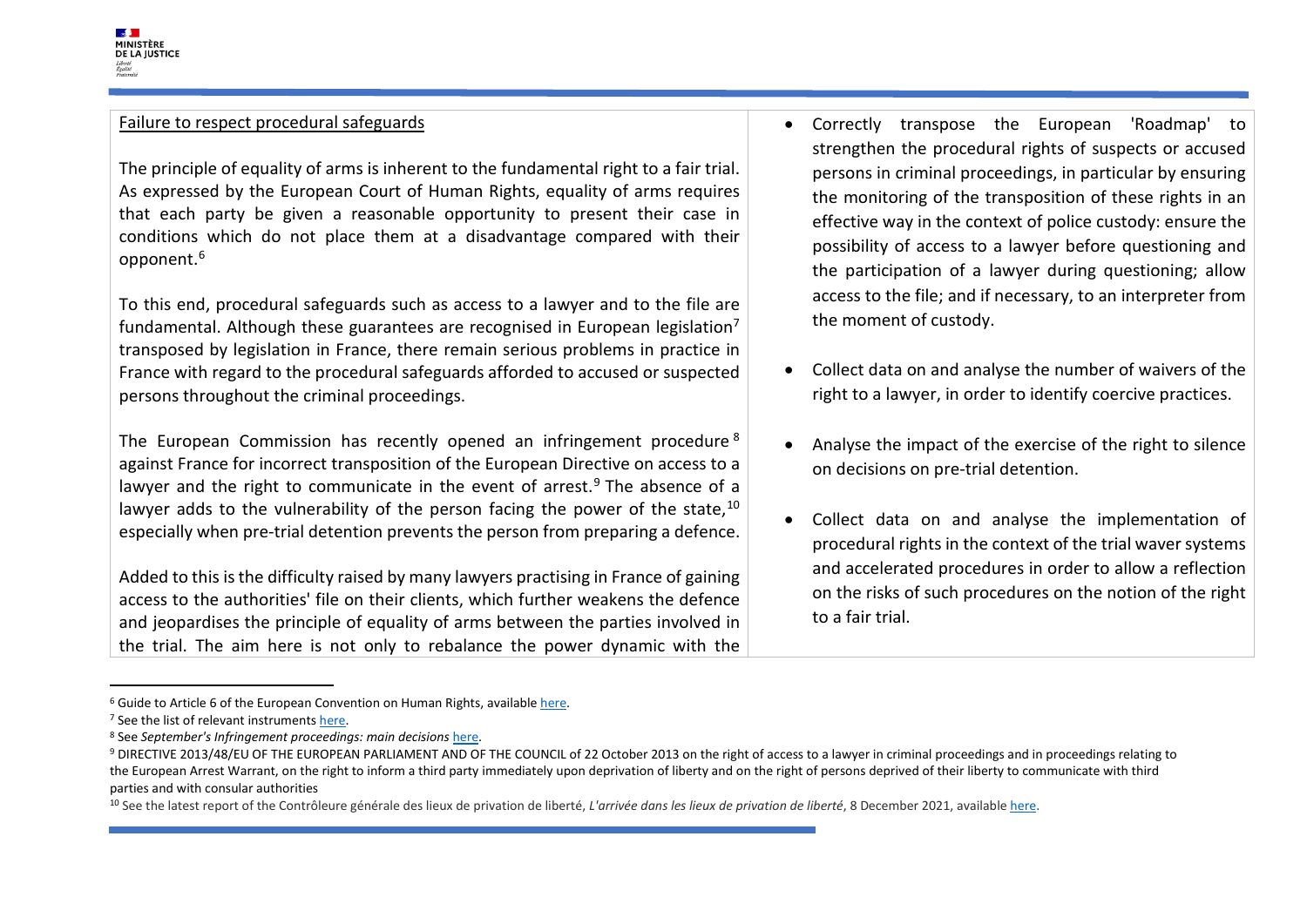| | |
|---|---|
| Failure to respect procedural safeguards<br><br>The principle of equality of arms is inherent to the fundamental right to a fair trial. As expressed by the European Court of Human Rights, equality of arms requires that each party be given a reasonable opportunity to present their case in conditions which do not place them at a disadvantage compared with their opponent.[6]<br><br>To this end, procedural safeguards such as access to a lawyer and to the file are fundamental. Although these guarantees are recognised in European legislation[7] transposed by legislation in France, there remain serious problems in practice in France with regard to the procedural safeguards afforded to accused or suspected persons throughout the criminal proceedings.<br><br>The European Commission has recently opened an infringement procedure[8] against France for incorrect transposition of the European Directive on access to a lawyer and the right to communicate in the event of arrest.[9] The absence of a lawyer adds to the vulnerability of the person facing the power of the state,[10] especially when pre-trial detention prevents the person from preparing a defence.<br><br>Added to this is the difficulty raised by many lawyers practising in France of gaining access to the authorities' file on their clients, which further weakens the defence and jeopardises the principle of equality of arms between the parties involved in the trial. The aim here is not only to rebalance the power dynamic with the | • Correctly transpose the European 'Roadmap' to strengthen the procedural rights of suspects or accused persons in criminal proceedings, in particular by ensuring the monitoring of the transposition of these rights in an effective way in the context of police custody: ensure the possibility of access to a lawyer before questioning and the participation of a lawyer during questioning; allow access to the file; and if necessary, to an interpreter from the moment of custody.<br><br>• Collect data on and analyse the number of waivers of the right to a lawyer, in order to identify coercive practices.<br><br>• Analyse the impact of the exercise of the right to silence on decisions on pre-trial detention.<br><br>• Collect data on and analyse the implementation of procedural rights in the context of the trial waver systems and accelerated procedures in order to allow a reflection on the risks of such procedures on the notion of the right to a fair trial. |

[6] Guide to Article 6 of the European Convention on Human Rights, available here.

[7] See the list of relevant instruments here.

[8] See *September's Infringement proceedings: main decisions* here.

[9] DIRECTIVE 2013/48/EU OF THE EUROPEAN PARLIAMENT AND OF THE COUNCIL of 22 October 2013 on the right of access to a lawyer in criminal proceedings and in proceedings relating to the European Arrest Warrant, on the right to inform a third party immediately upon deprivation of liberty and on the right of persons deprived of their liberty to communicate with third parties and with consular authorities

[10] See the latest report of the Contrôleure générale des lieux de privation de liberté, *L'arrivée dans les lieux de privation de liberté*, 8 December 2021, available here.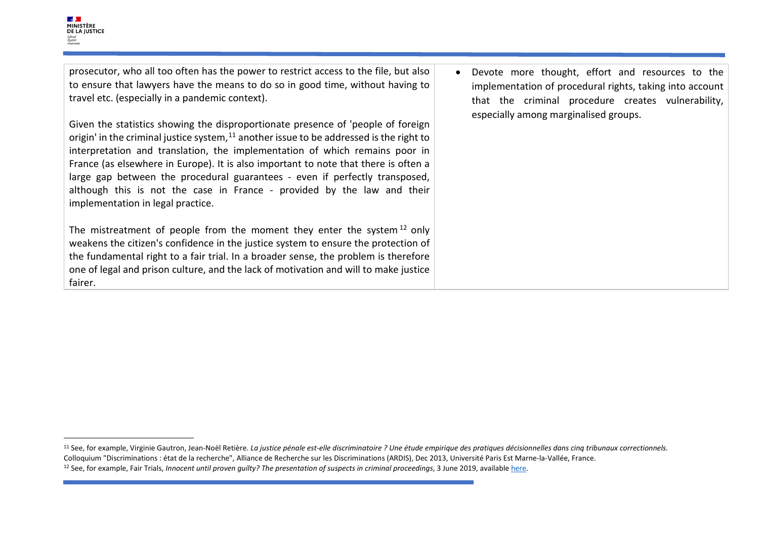| | |
|---|---|
| prosecutor, who all too often has the power to restrict access to the file, but also to ensure that lawyers have the means to do so in good time, without having to travel etc. (especially in a pandemic context).<br><br>Given the statistics showing the disproportionate presence of 'people of foreign origin' in the criminal justice system,[11] another issue to be addressed is the right to interpretation and translation, the implementation of which remains poor in France (as elsewhere in Europe). It is also important to note that there is often a large gap between the procedural guarantees - even if perfectly transposed, although this is not the case in France - provided by the law and their implementation in legal practice.<br><br>The mistreatment of people from the moment they enter the system[12] only weakens the citizen's confidence in the justice system to ensure the protection of the fundamental right to a fair trial. In a broader sense, the problem is therefore one of legal and prison culture, and the lack of motivation and will to make justice fairer. | • Devote more thought, effort and resources to the implementation of procedural rights, taking into account that the criminal procedure creates vulnerability, especially among marginalised groups. |

[11] See, for example, Virginie Gautron, Jean-Noël Retière. *La justice pénale est-elle discriminatoire ? Une étude empirique des pratiques décisionnelles dans cinq tribunaux correctionnels.* Colloquium "Discriminations : état de la recherche", Alliance de Recherche sur les Discriminations (ARDIS), Dec 2013, Université Paris Est Marne-la-Vallée, France.

[12] See, for example, Fair Trials, *Innocent until proven guilty? The presentation of suspects in criminal proceedings*, 3 June 2019, available here.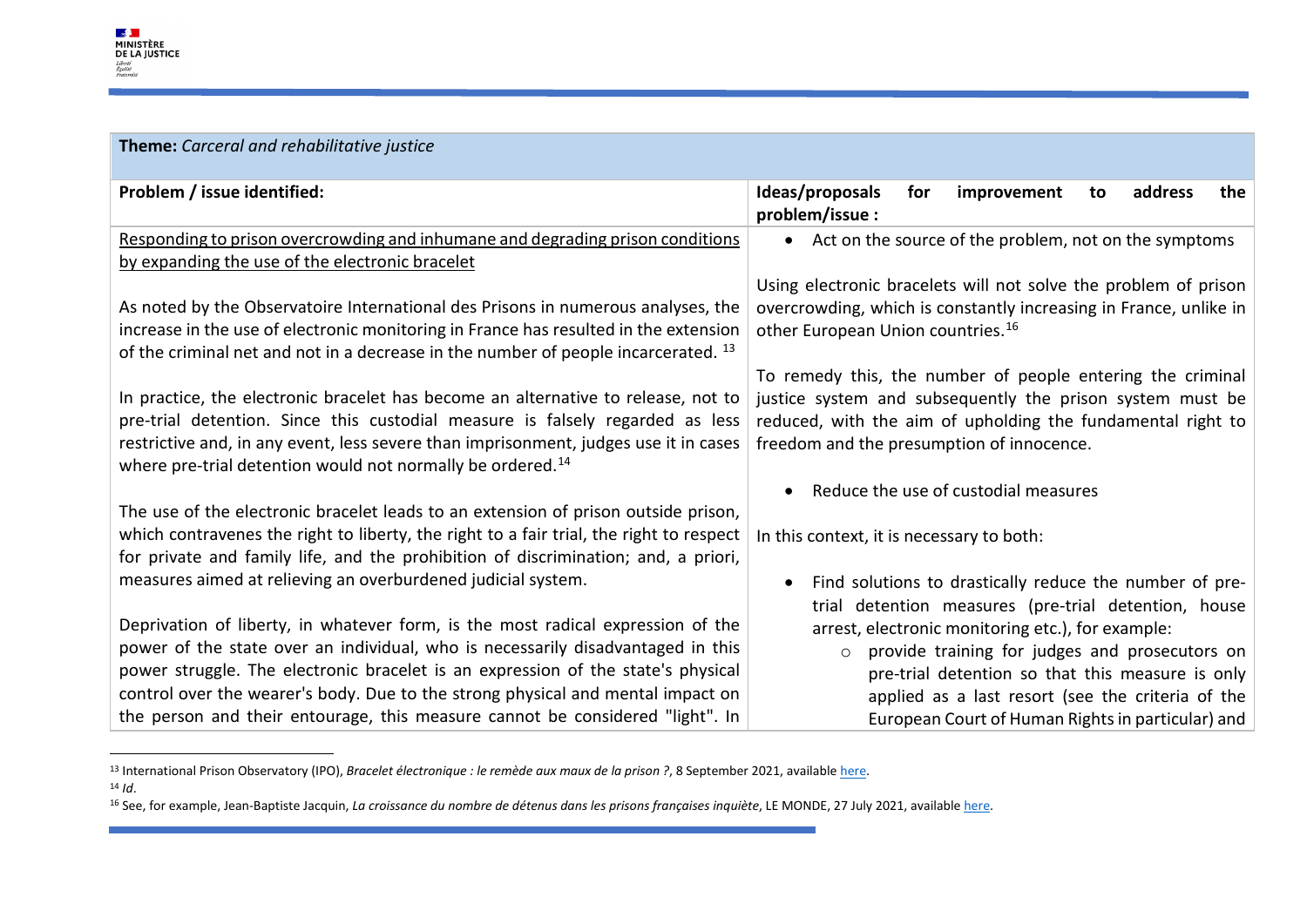| **Theme:** *Carceral and rehabilitative justice* | |
|---|---|
| **Problem / issue identified:** | **Ideas/proposals for improvement to address the problem/issue :** |
| <u>Responding to prison overcrowding and inhumane and degrading prison conditions by expanding the use of the electronic bracelet</u><br><br>As noted by the Observatoire International des Prisons in numerous analyses, the increase in the use of electronic monitoring in France has resulted in the extension of the criminal net and not in a decrease in the number of people incarcerated. [13]<br><br>In practice, the electronic bracelet has become an alternative to release, not to pre-trial detention. Since this custodial measure is falsely regarded as less restrictive and, in any event, less severe than imprisonment, judges use it in cases where pre-trial detention would not normally be ordered.[14]<br><br>The use of the electronic bracelet leads to an extension of prison outside prison, which contravenes the right to liberty, the right to a fair trial, the right to respect for private and family life, and the prohibition of discrimination; and, a priori, measures aimed at relieving an overburdened judicial system.<br><br>Deprivation of liberty, in whatever form, is the most radical expression of the power of the state over an individual, who is necessarily disadvantaged in this power struggle. The electronic bracelet is an expression of the state's physical control over the wearer's body. Due to the strong physical and mental impact on the person and their entourage, this measure cannot be considered "light". In | • Act on the source of the problem, not on the symptoms<br><br>Using electronic bracelets will not solve the problem of prison overcrowding, which is constantly increasing in France, unlike in other European Union countries.[16]<br><br>To remedy this, the number of people entering the criminal justice system and subsequently the prison system must be reduced, with the aim of upholding the fundamental right to freedom and the presumption of innocence.<br><br>• Reduce the use of custodial measures<br><br>In this context, it is necessary to both:<br><br>• Find solutions to drastically reduce the number of pre-trial detention measures (pre-trial detention, house arrest, electronic monitoring etc.), for example:<br>&nbsp;&nbsp;&nbsp;&nbsp;○ provide training for judges and prosecutors on pre-trial detention so that this measure is only applied as a last resort (see the criteria of the European Court of Human Rights in particular) and |

[13] International Prison Observatory (IPO), *Bracelet électronique : le remède aux maux de la prison ?*, 8 September 2021, available here.
[14] *Id*.
[16] See, for example, Jean-Baptiste Jacquin, *La croissance du nombre de détenus dans les prisons françaises inquiète*, LE MONDE, 27 July 2021, available here.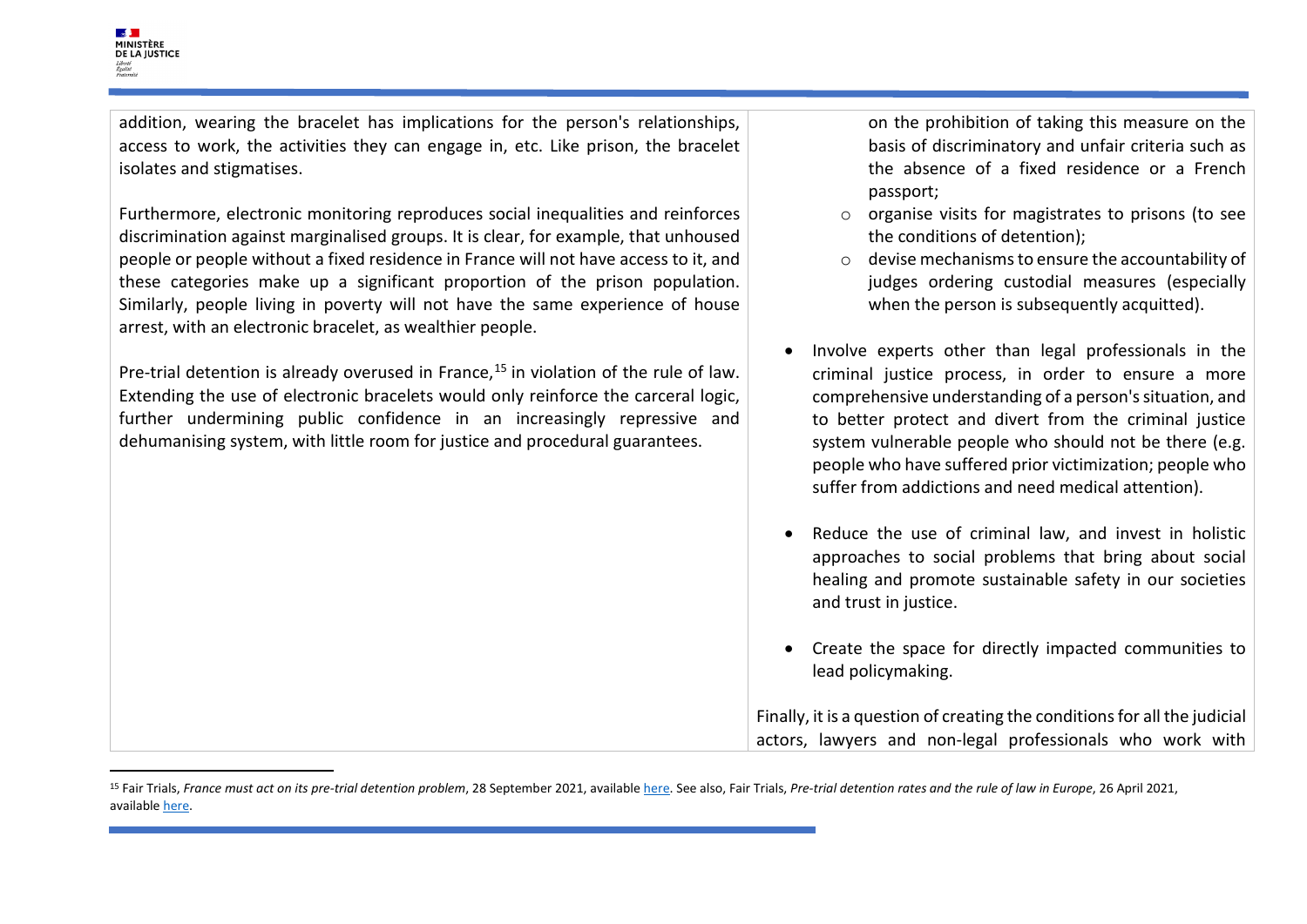addition, wearing the bracelet has implications for the person's relationships, access to work, the activities they can engage in, etc. Like prison, the bracelet isolates and stigmatises.

Furthermore, electronic monitoring reproduces social inequalities and reinforces discrimination against marginalised groups. It is clear, for example, that unhoused people or people without a fixed residence in France will not have access to it, and these categories make up a significant proportion of the prison population. Similarly, people living in poverty will not have the same experience of house arrest, with an electronic bracelet, as wealthier people.

Pre-trial detention is already overused in France,[15] in violation of the rule of law. Extending the use of electronic bracelets would only reinforce the carceral logic, further undermining public confidence in an increasingly repressive and dehumanising system, with little room for justice and procedural guarantees.

on the prohibition of taking this measure on the basis of discriminatory and unfair criteria such as the absence of a fixed residence or a French passport;
  - organise visits for magistrates to prisons (to see the conditions of detention);
  - devise mechanisms to ensure the accountability of judges ordering custodial measures (especially when the person is subsequently acquitted).

- Involve experts other than legal professionals in the criminal justice process, in order to ensure a more comprehensive understanding of a person's situation, and to better protect and divert from the criminal justice system vulnerable people who should not be there (e.g. people who have suffered prior victimization; people who suffer from addictions and need medical attention).

- Reduce the use of criminal law, and invest in holistic approaches to social problems that bring about social healing and promote sustainable safety in our societies and trust in justice.

- Create the space for directly impacted communities to lead policymaking.

Finally, it is a question of creating the conditions for all the judicial actors, lawyers and non-legal professionals who work with

[15] Fair Trials, *France must act on its pre-trial detention problem*, 28 September 2021, available here. See also, Fair Trials, *Pre-trial detention rates and the rule of law in Europe*, 26 April 2021, available here.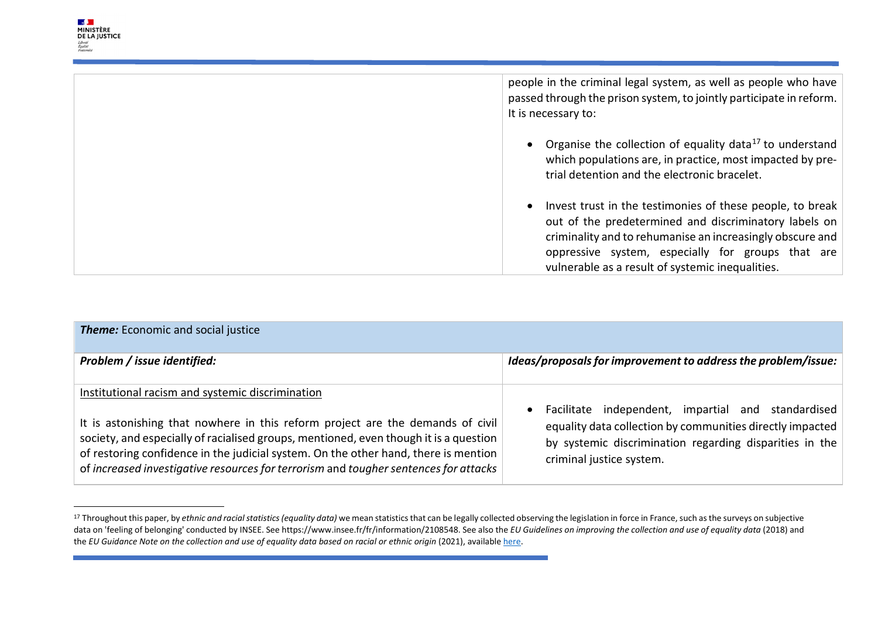| | |
|---|---|
| | people in the criminal legal system, as well as people who have passed through the prison system, to jointly participate in reform. It is necessary to:<br><br>• Organise the collection of equality data[17] to understand which populations are, in practice, most impacted by pre-trial detention and the electronic bracelet.<br><br>• Invest trust in the testimonies of these people, to break out of the predetermined and discriminatory labels on criminality and to rehumanise an increasingly obscure and oppressive system, especially for groups that are vulnerable as a result of systemic inequalities. |

| ***Theme:*** Economic and social justice | |
|---|---|
| ***Problem / issue identified:*** | ***Ideas/proposals for improvement to address the problem/issue:*** |
| Institutional racism and systemic discrimination<br><br>It is astonishing that nowhere in this reform project are the demands of civil society, and especially of racialised groups, mentioned, even though it is a question of restoring confidence in the judicial system. On the other hand, there is mention of *increased investigative resources for terrorism* and *tougher sentences for attacks* | • Facilitate independent, impartial and standardised equality data collection by communities directly impacted by systemic discrimination regarding disparities in the criminal justice system. |

[17] Throughout this paper, by *ethnic and racial statistics (equality data)* we mean statistics that can be legally collected observing the legislation in force in France, such as the surveys on subjective data on 'feeling of belonging' conducted by INSEE. See https://www.insee.fr/fr/information/2108548. See also the *EU Guidelines on improving the collection and use of equality data* (2018) and the *EU Guidance Note on the collection and use of equality data based on racial or ethnic origin* (2021), available here.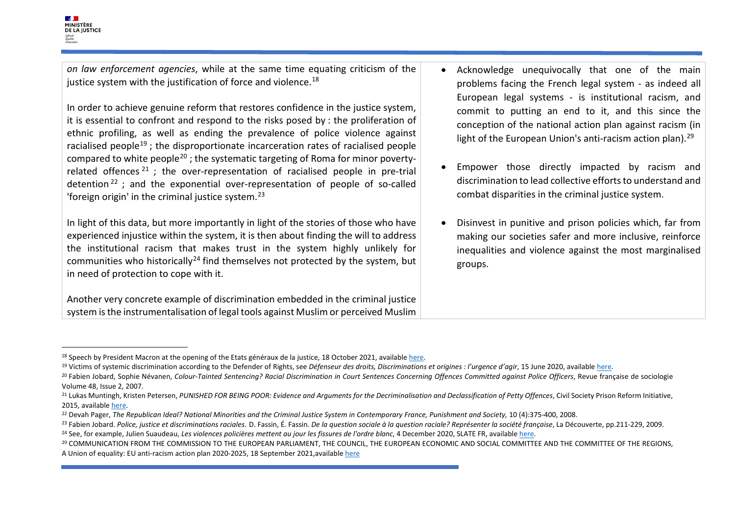*on law enforcement agencies*, while at the same time equating criticism of the justice system with the justification of force and violence.[18]

In order to achieve genuine reform that restores confidence in the justice system, it is essential to confront and respond to the risks posed by : the proliferation of ethnic profiling, as well as ending the prevalence of police violence against racialised people[19] ; the disproportionate incarceration rates of racialised people compared to white people[20] ; the systematic targeting of Roma for minor poverty-related offences[21] ; the over-representation of racialised people in pre-trial detention[22] ; and the exponential over-representation of people of so-called 'foreign origin' in the criminal justice system.[23]

In light of this data, but more importantly in light of the stories of those who have experienced injustice within the system, it is then about finding the will to address the institutional racism that makes trust in the system highly unlikely for communities who historically[24] find themselves not protected by the system, but in need of protection to cope with it.

Another very concrete example of discrimination embedded in the criminal justice system is the instrumentalisation of legal tools against Muslim or perceived Muslim

- Acknowledge unequivocally that one of the main problems facing the French legal system - as indeed all European legal systems - is institutional racism, and commit to putting an end to it, and this since the conception of the national action plan against racism (in light of the European Union's anti-racism action plan).[29]

- Empower those directly impacted by racism and discrimination to lead collective efforts to understand and combat disparities in the criminal justice system.

- Disinvest in punitive and prison policies which, far from making our societies safer and more inclusive, reinforce inequalities and violence against the most marginalised groups.

---

[18] Speech by President Macron at the opening of the Etats généraux de la justice, 18 October 2021, available here.

[19] Victims of systemic discrimination according to the Defender of Rights, see *Défenseur des droits, Discriminations et origines : l'urgence d'agir*, 15 June 2020, available here.

[20] Fabien Jobard, Sophie Névanen, *Colour-Tainted Sentencing? Racial Discrimination in Court Sentences Concerning Offences Committed against Police Officers*, Revue française de sociologie Volume 48, Issue 2, 2007.

[21] Lukas Muntingh, Kristen Petersen, *PUNISHED FOR BEING POOR: Evidence and Arguments for the Decriminalisation and Declassification of Petty Offences*, Civil Society Prison Reform Initiative, 2015, available here.

[22] Devah Pager, *The Republican Ideal? National Minorities and the Criminal Justice System in Contemporary France, Punishment and Society,* 10 (4):375-400, 2008.

[23] Fabien Jobard. *Police, justice et discriminations raciales.* D. Fassin, É. Fassin. *De la question sociale à la question raciale? Représenter la société française*, La Découverte, pp.211-229, 2009.

[24] See, for example, Julien Suaudeau, *Les violences policières mettent au jour les fissures de l'ordre blanc*, 4 December 2020, SLATE FR, available here.

[29] COMMUNICATION FROM THE COMMISSION TO THE EUROPEAN PARLIAMENT, THE COUNCIL, THE EUROPEAN ECONOMIC AND SOCIAL COMMITTEE AND THE COMMITTEE OF THE REGIONS, A Union of equality: EU anti-racism action plan 2020-2025, 18 September 2021,available here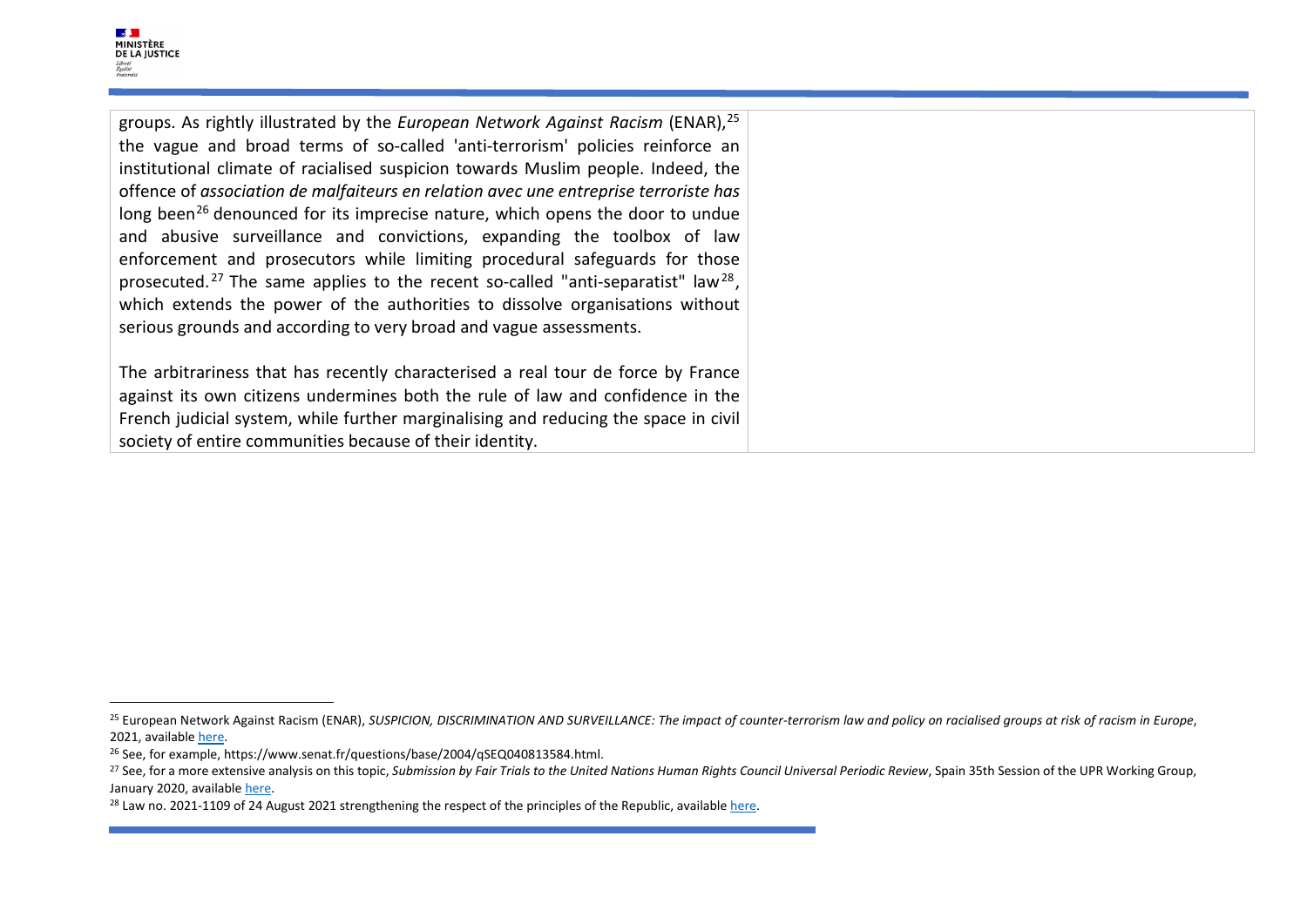| | |
|---|---|
| groups. As rightly illustrated by the *European Network Against Racism* (ENAR),[25] the vague and broad terms of so-called 'anti-terrorism' policies reinforce an institutional climate of racialised suspicion towards Muslim people. Indeed, the offence of *association de malfaiteurs en relation avec une entreprise terroriste has* long been[26] denounced for its imprecise nature, which opens the door to undue and abusive surveillance and convictions, expanding the toolbox of law enforcement and prosecutors while limiting procedural safeguards for those prosecuted.[27] The same applies to the recent so-called "anti-separatist" law[28], which extends the power of the authorities to dissolve organisations without serious grounds and according to very broad and vague assessments.<br><br>The arbitrariness that has recently characterised a real tour de force by France against its own citizens undermines both the rule of law and confidence in the French judicial system, while further marginalising and reducing the space in civil society of entire communities because of their identity. | |

[25] European Network Against Racism (ENAR), *SUSPICION, DISCRIMINATION AND SURVEILLANCE: The impact of counter-terrorism law and policy on racialised groups at risk of racism in Europe*, 2021, available here.

[26] See, for example, https://www.senat.fr/questions/base/2004/qSEQ040813584.html.

[27] See, for a more extensive analysis on this topic, *Submission by Fair Trials to the United Nations Human Rights Council Universal Periodic Review*, Spain 35th Session of the UPR Working Group, January 2020, available here.

[28] Law no. 2021-1109 of 24 August 2021 strengthening the respect of the principles of the Republic, available here.